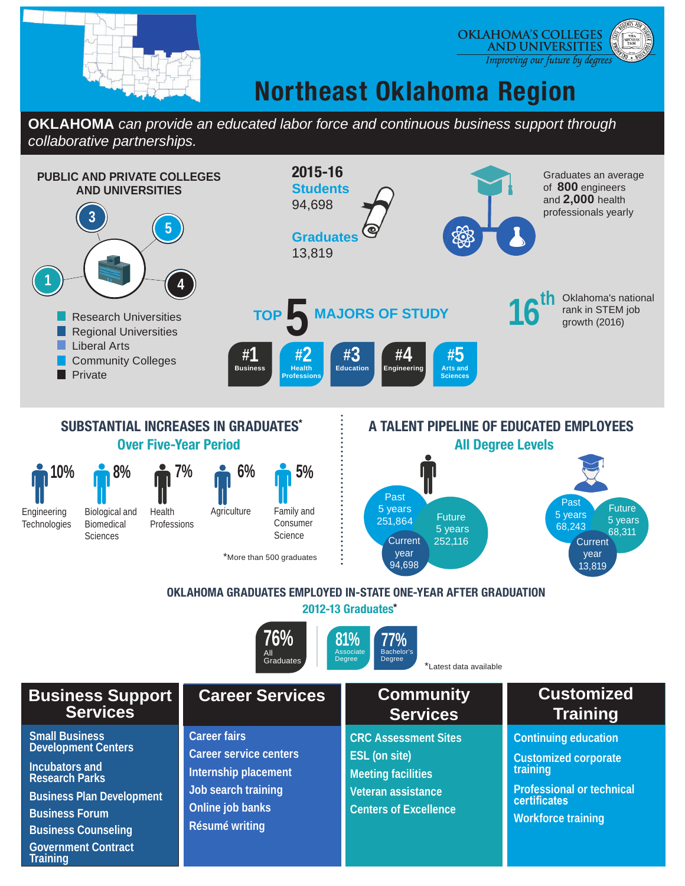OKLAHOMA'S COLLEGES AND UNIVERSITIES

*Improving our future by degrees*

# Northeast Oklahoma Region

**OKLAHOMA** *can provide an educated labor force and continuous business support through collaborative partnerships.*

## PUBLIC AND PRIVATE COLLEGES AND UNIVERSITIES

- 1 Research Universities
- 3 Regional Universities
- Liberal Arts
- 5 Community Colleges
- 4 Private

**2015-16**

**Students** 94,698

**Graduates** 13,819

Graduates an average of **800** engineers and **2,000** health professionals yearly

## TOP 5 MAJORS OF STUDY

| #1 | #2 | #3 | #4 | #5 |
|---|---|---|---|---|
| Business | Health Professions | Education | Engineering | Arts and Sciences |

**16th** Oklahoma's national rank in STEM job growth (2016)

## SUBSTANTIAL INCREASES IN GRADUATES*

### Over Five-Year Period

| 10% | 8% | 7% | 6% | 5% |
|---|---|---|---|---|
| Engineering Technologies | Biological and Biomedical Sciences | Health Professions | Agriculture | Family and Consumer Science |

*More than 500 graduates

## A TALENT PIPELINE OF EDUCATED EMPLOYEES

### All Degree Levels

| | Past 5 years | Current year | Future 5 years |
|---|---|---|---|
| Students | 251,864 | 94,698 | 252,116 |
| Graduates | 68,243 | 13,819 | 68,311 |

## OKLAHOMA GRADUATES EMPLOYED IN-STATE ONE-YEAR AFTER GRADUATION

### 2012-13 Graduates*

- **76%** All Graduates
- **81%** Associate Degree
- **77%** Bachelor's Degree

*Latest data available

## Business Support Services

- Small Business Development Centers
- Incubators and Research Parks
- Business Plan Development
- Business Forum
- Business Counseling
- Government Contract Training

## Career Services

- Career fairs
- Career service centers
- Internship placement
- Job search training
- Online job banks
- Résumé writing

## Community Services

- CRC Assessment Sites
- ESL (on site)
- Meeting facilities
- Veteran assistance
- Centers of Excellence

## Customized Training

- Continuing education
- Customized corporate training
- Professional or technical certificates
- Workforce training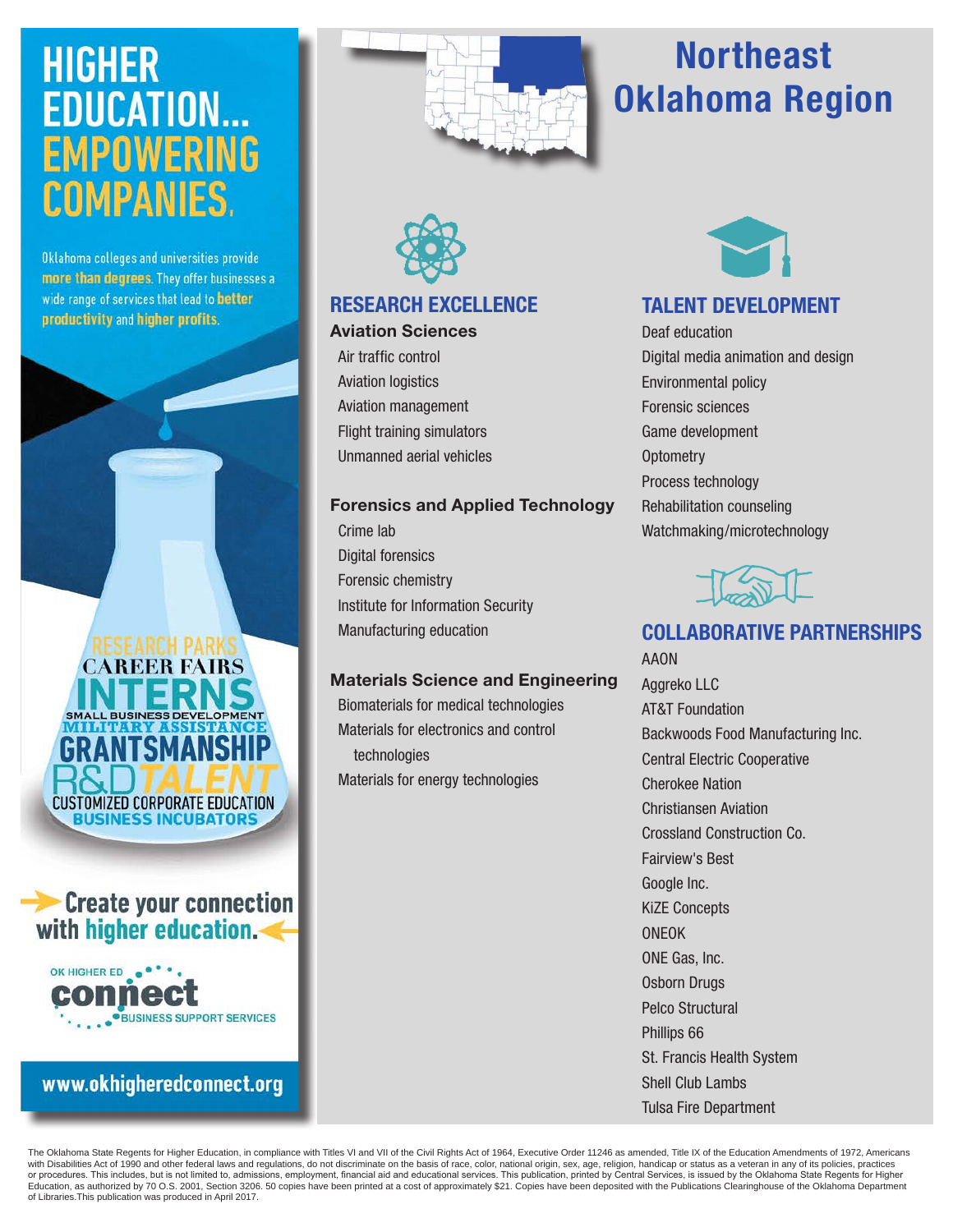# HIGHER EDUCATION... EMPOWERING COMPANIES.

Oklahoma colleges and universities provide **more than degrees**. They offer businesses a wide range of services that lead to **better productivity** and **higher profits**.

RESEARCH PARKS
CAREER FAIRS
INTERNS
SMALL BUSINESS DEVELOPMENT
MILITARY ASSISTANCE
GRANTSMANSHIP
R&D TALENT
CUSTOMIZED CORPORATE EDUCATION
BUSINESS INCUBATORS

**Create your connection with higher education.**

OK HIGHER ED connect BUSINESS SUPPORT SERVICES

www.okhigheredconnect.org

# Northeast Oklahoma Region

## RESEARCH EXCELLENCE

**Aviation Sciences**

- Air traffic control
- Aviation logistics
- Aviation management
- Flight training simulators
- Unmanned aerial vehicles

**Forensics and Applied Technology**

- Crime lab
- Digital forensics
- Forensic chemistry
- Institute for Information Security
- Manufacturing education

**Materials Science and Engineering**

- Biomaterials for medical technologies
- Materials for electronics and control technologies
- Materials for energy technologies

## TALENT DEVELOPMENT

- Deaf education
- Digital media animation and design
- Environmental policy
- Forensic sciences
- Game development
- Optometry
- Process technology
- Rehabilitation counseling
- Watchmaking/microtechnology

## COLLABORATIVE PARTNERSHIPS

- AAON
- Aggreko LLC
- AT&T Foundation
- Backwoods Food Manufacturing Inc.
- Central Electric Cooperative
- Cherokee Nation
- Christiansen Aviation
- Crossland Construction Co.
- Fairview's Best
- Google Inc.
- KiZE Concepts
- ONEOK
- ONE Gas, Inc.
- Osborn Drugs
- Pelco Structural
- Phillips 66
- St. Francis Health System
- Shell Club Lambs
- Tulsa Fire Department

The Oklahoma State Regents for Higher Education, in compliance with Titles VI and VII of the Civil Rights Act of 1964, Executive Order 11246 as amended, Title IX of the Education Amendments of 1972, Americans with Disabilities Act of 1990 and other federal laws and regulations, do not discriminate on the basis of race, color, national origin, sex, age, religion, handicap or status as a veteran in any of its policies, practices or procedures. This includes, but is not limited to, admissions, employment, financial aid and educational services. This publication, printed by Central Services, is issued by the Oklahoma State Regents for Higher Education, as authorized by 70 O.S. 2001, Section 3206. 50 copies have been printed at a cost of approximately $21. Copies have been deposited with the Publications Clearinghouse of the Oklahoma Department of Libraries.This publication was produced in April 2017.